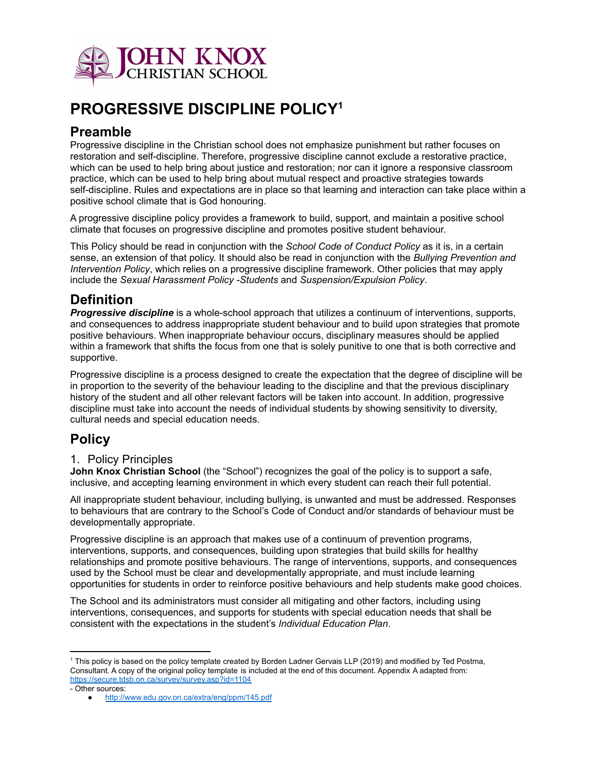JOHN KNOX CHRISTIAN SCHOOL

# PROGRESSIVE DISCIPLINE POLICY[1]

## Preamble

Progressive discipline in the Christian school does not emphasize punishment but rather focuses on restoration and self-discipline. Therefore, progressive discipline cannot exclude a restorative practice, which can be used to help bring about justice and restoration; nor can it ignore a responsive classroom practice, which can be used to help bring about mutual respect and proactive strategies towards self-discipline. Rules and expectations are in place so that learning and interaction can take place within a positive school climate that is God honouring.

A progressive discipline policy provides a framework to build, support, and maintain a positive school climate that focuses on progressive discipline and promotes positive student behaviour.

This Policy should be read in conjunction with the *School Code of Conduct Policy* as it is, in a certain sense, an extension of that policy. It should also be read in conjunction with the *Bullying Prevention and Intervention Policy*, which relies on a progressive discipline framework. Other policies that may apply include the *Sexual Harassment Policy -Students* and *Suspension/Expulsion Policy*.

## Definition

***Progressive discipline*** is a whole-school approach that utilizes a continuum of interventions, supports, and consequences to address inappropriate student behaviour and to build upon strategies that promote positive behaviours. When inappropriate behaviour occurs, disciplinary measures should be applied within a framework that shifts the focus from one that is solely punitive to one that is both corrective and supportive.

Progressive discipline is a process designed to create the expectation that the degree of discipline will be in proportion to the severity of the behaviour leading to the discipline and that the previous disciplinary history of the student and all other relevant factors will be taken into account. In addition, progressive discipline must take into account the needs of individual students by showing sensitivity to diversity, cultural needs and special education needs.

## Policy

### 1. Policy Principles

**John Knox Christian School** (the "School") recognizes the goal of the policy is to support a safe, inclusive, and accepting learning environment in which every student can reach their full potential.

All inappropriate student behaviour, including bullying, is unwanted and must be addressed. Responses to behaviours that are contrary to the School's Code of Conduct and/or standards of behaviour must be developmentally appropriate.

Progressive discipline is an approach that makes use of a continuum of prevention programs, interventions, supports, and consequences, building upon strategies that build skills for healthy relationships and promote positive behaviours. The range of interventions, supports, and consequences used by the School must be clear and developmentally appropriate, and must include learning opportunities for students in order to reinforce positive behaviours and help students make good choices.

The School and its administrators must consider all mitigating and other factors, including using interventions, consequences, and supports for students with special education needs that shall be consistent with the expectations in the student's *Individual Education Plan*.

---

[1] This policy is based on the policy template created by Borden Ladner Gervais LLP (2019) and modified by Ted Postma, Consultant. A copy of the original policy template is included at the end of this document. Appendix A adapted from: https://secure.tdsb.on.ca/survey/survey.asp?id=1104

- Other sources:
  - http://www.edu.gov.on.ca/extra/eng/ppm/145.pdf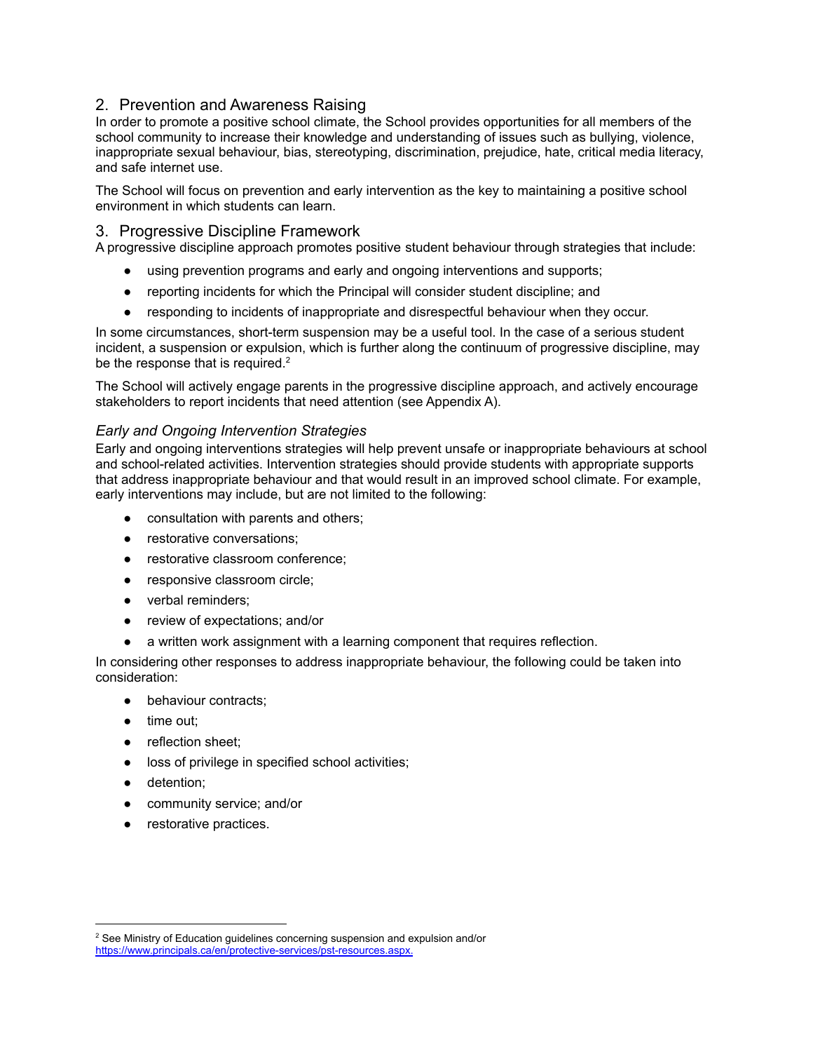## 2. Prevention and Awareness Raising

In order to promote a positive school climate, the School provides opportunities for all members of the school community to increase their knowledge and understanding of issues such as bullying, violence, inappropriate sexual behaviour, bias, stereotyping, discrimination, prejudice, hate, critical media literacy, and safe internet use.

The School will focus on prevention and early intervention as the key to maintaining a positive school environment in which students can learn.

## 3. Progressive Discipline Framework

A progressive discipline approach promotes positive student behaviour through strategies that include:

- using prevention programs and early and ongoing interventions and supports;
- reporting incidents for which the Principal will consider student discipline; and
- responding to incidents of inappropriate and disrespectful behaviour when they occur.

In some circumstances, short-term suspension may be a useful tool. In the case of a serious student incident, a suspension or expulsion, which is further along the continuum of progressive discipline, may be the response that is required.[2]

The School will actively engage parents in the progressive discipline approach, and actively encourage stakeholders to report incidents that need attention (see Appendix A).

### *Early and Ongoing Intervention Strategies*

Early and ongoing interventions strategies will help prevent unsafe or inappropriate behaviours at school and school-related activities. Intervention strategies should provide students with appropriate supports that address inappropriate behaviour and that would result in an improved school climate. For example, early interventions may include, but are not limited to the following:

- consultation with parents and others;
- restorative conversations;
- restorative classroom conference;
- responsive classroom circle;
- verbal reminders;
- review of expectations; and/or
- a written work assignment with a learning component that requires reflection.

In considering other responses to address inappropriate behaviour, the following could be taken into consideration:

- behaviour contracts;
- time out;
- reflection sheet;
- loss of privilege in specified school activities;
- detention;
- community service; and/or
- restorative practices.

---

[2] See Ministry of Education guidelines concerning suspension and expulsion and/or [https://www.principals.ca/en/protective-services/pst-resources.aspx.](https://www.principals.ca/en/protective-services/pst-resources.aspx)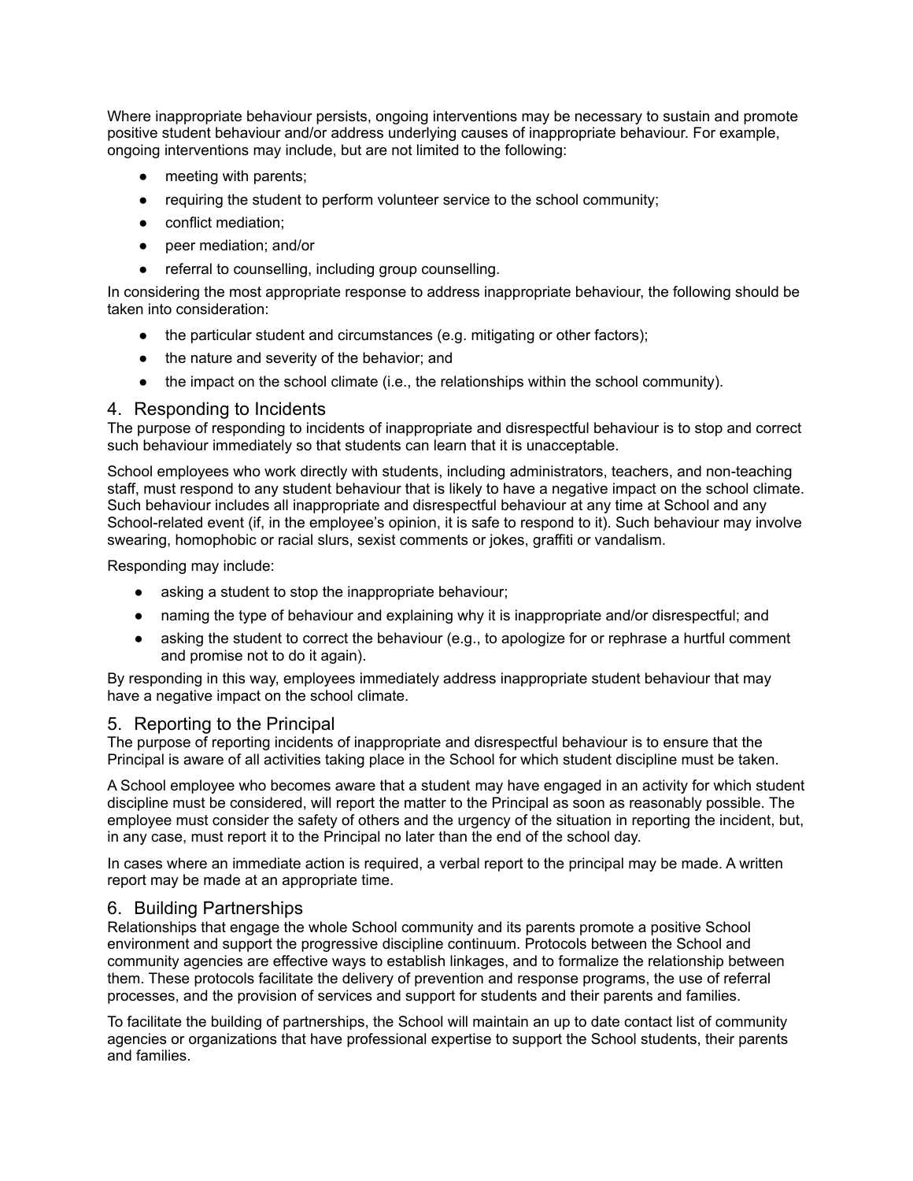Where inappropriate behaviour persists, ongoing interventions may be necessary to sustain and promote positive student behaviour and/or address underlying causes of inappropriate behaviour. For example, ongoing interventions may include, but are not limited to the following:

- meeting with parents;
- requiring the student to perform volunteer service to the school community;
- conflict mediation;
- peer mediation; and/or
- referral to counselling, including group counselling.

In considering the most appropriate response to address inappropriate behaviour, the following should be taken into consideration:

- the particular student and circumstances (e.g. mitigating or other factors);
- the nature and severity of the behavior; and
- the impact on the school climate (i.e., the relationships within the school community).

## 4. Responding to Incidents

The purpose of responding to incidents of inappropriate and disrespectful behaviour is to stop and correct such behaviour immediately so that students can learn that it is unacceptable.

School employees who work directly with students, including administrators, teachers, and non-teaching staff, must respond to any student behaviour that is likely to have a negative impact on the school climate. Such behaviour includes all inappropriate and disrespectful behaviour at any time at School and any School-related event (if, in the employee's opinion, it is safe to respond to it). Such behaviour may involve swearing, homophobic or racial slurs, sexist comments or jokes, graffiti or vandalism.

Responding may include:

- asking a student to stop the inappropriate behaviour;
- naming the type of behaviour and explaining why it is inappropriate and/or disrespectful; and
- asking the student to correct the behaviour (e.g., to apologize for or rephrase a hurtful comment and promise not to do it again).

By responding in this way, employees immediately address inappropriate student behaviour that may have a negative impact on the school climate.

## 5. Reporting to the Principal

The purpose of reporting incidents of inappropriate and disrespectful behaviour is to ensure that the Principal is aware of all activities taking place in the School for which student discipline must be taken.

A School employee who becomes aware that a student may have engaged in an activity for which student discipline must be considered, will report the matter to the Principal as soon as reasonably possible. The employee must consider the safety of others and the urgency of the situation in reporting the incident, but, in any case, must report it to the Principal no later than the end of the school day.

In cases where an immediate action is required, a verbal report to the principal may be made. A written report may be made at an appropriate time.

## 6. Building Partnerships

Relationships that engage the whole School community and its parents promote a positive School environment and support the progressive discipline continuum. Protocols between the School and community agencies are effective ways to establish linkages, and to formalize the relationship between them. These protocols facilitate the delivery of prevention and response programs, the use of referral processes, and the provision of services and support for students and their parents and families.

To facilitate the building of partnerships, the School will maintain an up to date contact list of community agencies or organizations that have professional expertise to support the School students, their parents and families.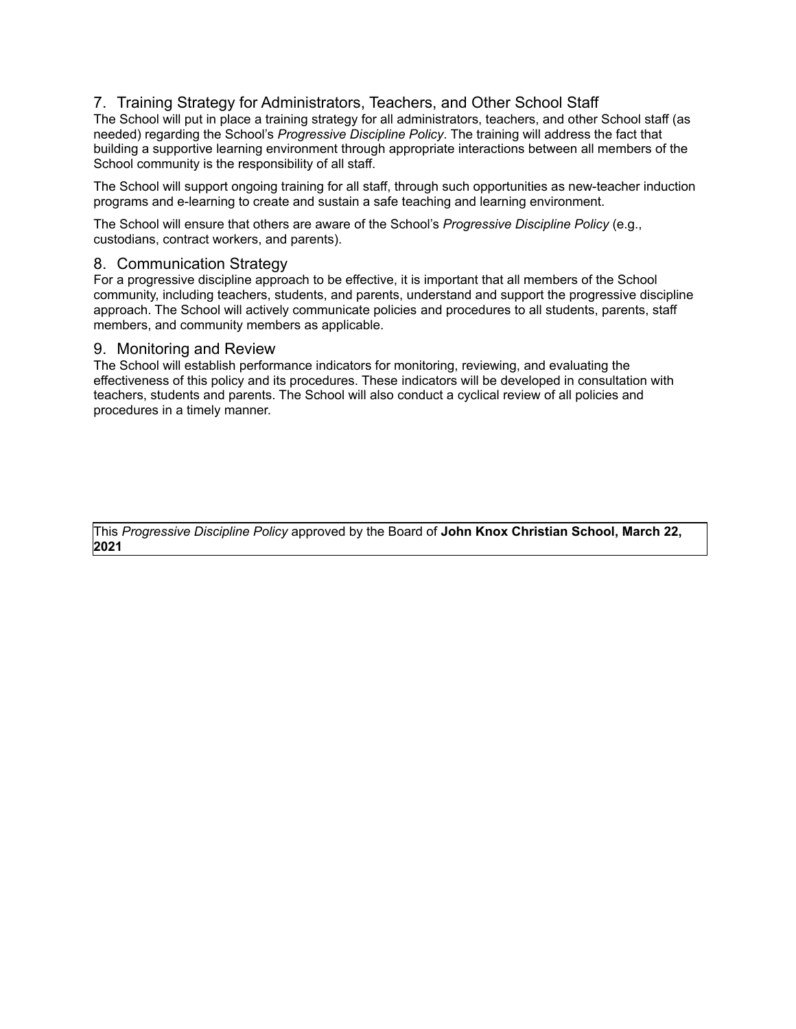## 7. Training Strategy for Administrators, Teachers, and Other School Staff

The School will put in place a training strategy for all administrators, teachers, and other School staff (as needed) regarding the School's *Progressive Discipline Policy*. The training will address the fact that building a supportive learning environment through appropriate interactions between all members of the School community is the responsibility of all staff.

The School will support ongoing training for all staff, through such opportunities as new-teacher induction programs and e-learning to create and sustain a safe teaching and learning environment.

The School will ensure that others are aware of the School's *Progressive Discipline Policy* (e.g., custodians, contract workers, and parents).

## 8. Communication Strategy

For a progressive discipline approach to be effective, it is important that all members of the School community, including teachers, students, and parents, understand and support the progressive discipline approach. The School will actively communicate policies and procedures to all students, parents, staff members, and community members as applicable.

## 9. Monitoring and Review

The School will establish performance indicators for monitoring, reviewing, and evaluating the effectiveness of this policy and its procedures. These indicators will be developed in consultation with teachers, students and parents. The School will also conduct a cyclical review of all policies and procedures in a timely manner.

This *Progressive Discipline Policy* approved by the Board of **John Knox Christian School, March 22, 2021**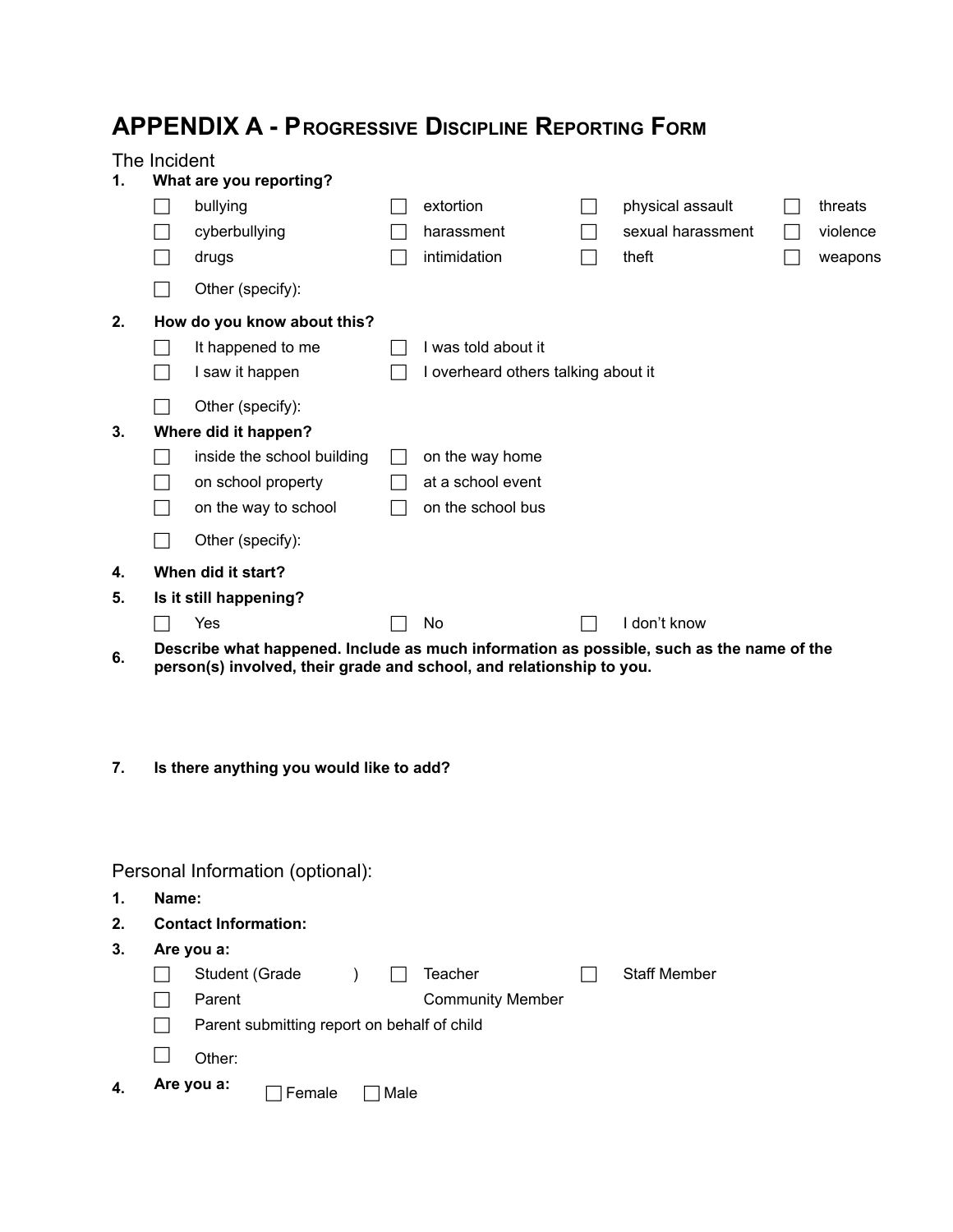# APPENDIX A - Progressive Discipline Reporting Form

## The Incident

**1. What are you reporting?**

- ☐ bullying
- ☐ extortion
- ☐ physical assault
- ☐ threats
- ☐ cyberbullying
- ☐ harassment
- ☐ sexual harassment
- ☐ violence
- ☐ drugs
- ☐ intimidation
- ☐ theft
- ☐ weapons
- ☐ Other (specify):

**2. How do you know about this?**

- ☐ It happened to me
- ☐ I was told about it
- ☐ I saw it happen
- ☐ I overheard others talking about it
- ☐ Other (specify):

**3. Where did it happen?**

- ☐ inside the school building
- ☐ on the way home
- ☐ on school property
- ☐ at a school event
- ☐ on the way to school
- ☐ on the school bus
- ☐ Other (specify):

**4. When did it start?**

**5. Is it still happening?**

- ☐ Yes
- ☐ No
- ☐ I don't know

**6. Describe what happened. Include as much information as possible, such as the name of the person(s) involved, their grade and school, and relationship to you.**

**7. Is there anything you would like to add?**

## Personal Information (optional):

**1. Name:**

**2. Contact Information:**

**3. Are you a:**

- ☐ Student (Grade )
- ☐ Teacher
- ☐ Staff Member
- ☐ Parent
- Community Member
- ☐ Parent submitting report on behalf of child
- ☐ Other:

**4. Are you a:** ☐ Female ☐ Male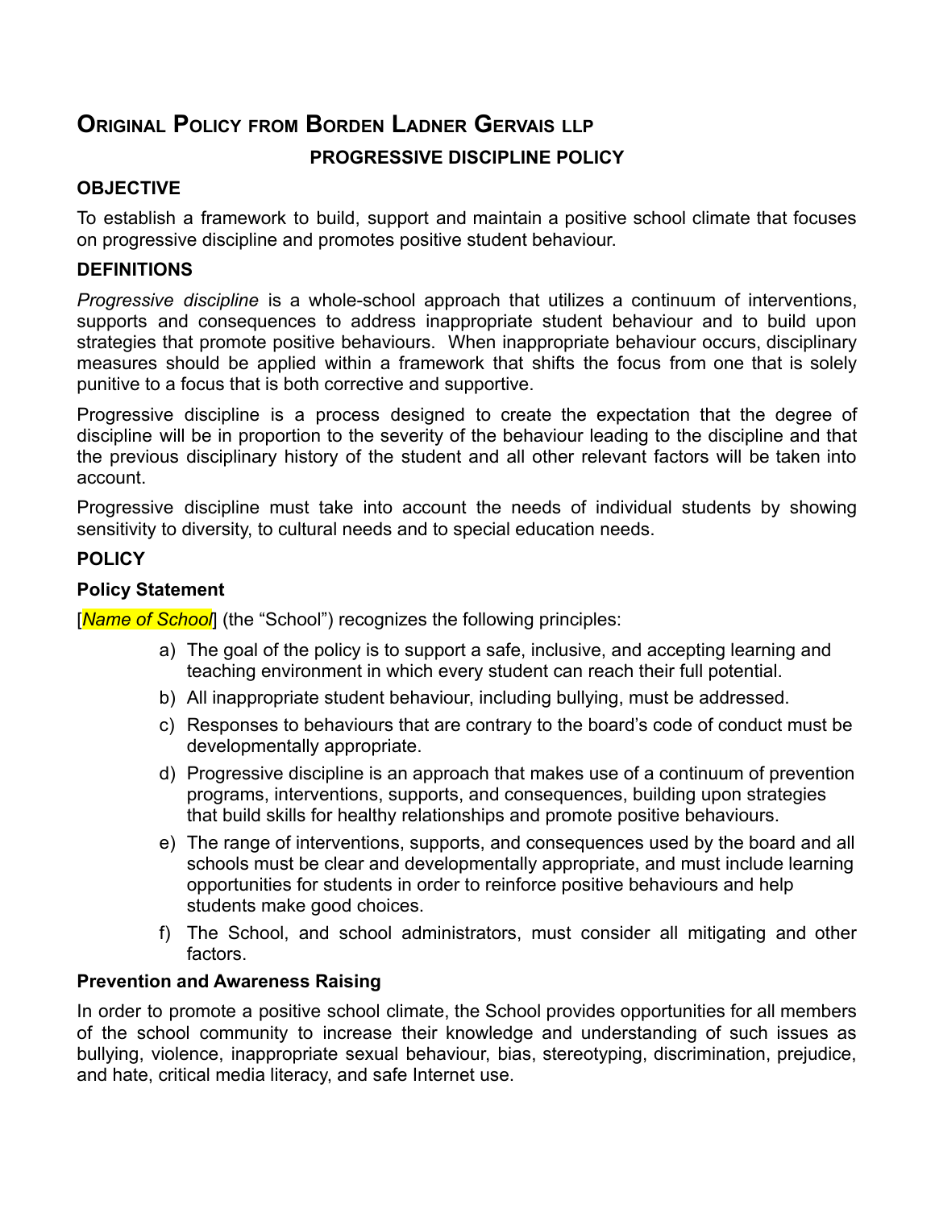## Original Policy from Borden Ladner Gervais llp

### PROGRESSIVE DISCIPLINE POLICY

**OBJECTIVE**

To establish a framework to build, support and maintain a positive school climate that focuses on progressive discipline and promotes positive student behaviour.

**DEFINITIONS**

*Progressive discipline* is a whole-school approach that utilizes a continuum of interventions, supports and consequences to address inappropriate student behaviour and to build upon strategies that promote positive behaviours. When inappropriate behaviour occurs, disciplinary measures should be applied within a framework that shifts the focus from one that is solely punitive to a focus that is both corrective and supportive.

Progressive discipline is a process designed to create the expectation that the degree of discipline will be in proportion to the severity of the behaviour leading to the discipline and that the previous disciplinary history of the student and all other relevant factors will be taken into account.

Progressive discipline must take into account the needs of individual students by showing sensitivity to diversity, to cultural needs and to special education needs.

**POLICY**

**Policy Statement**

[*Name of School*] (the "School") recognizes the following principles:

a) The goal of the policy is to support a safe, inclusive, and accepting learning and teaching environment in which every student can reach their full potential.
b) All inappropriate student behaviour, including bullying, must be addressed.
c) Responses to behaviours that are contrary to the board's code of conduct must be developmentally appropriate.
d) Progressive discipline is an approach that makes use of a continuum of prevention programs, interventions, supports, and consequences, building upon strategies that build skills for healthy relationships and promote positive behaviours.
e) The range of interventions, supports, and consequences used by the board and all schools must be clear and developmentally appropriate, and must include learning opportunities for students in order to reinforce positive behaviours and help students make good choices.
f) The School, and school administrators, must consider all mitigating and other factors.

**Prevention and Awareness Raising**

In order to promote a positive school climate, the School provides opportunities for all members of the school community to increase their knowledge and understanding of such issues as bullying, violence, inappropriate sexual behaviour, bias, stereotyping, discrimination, prejudice, and hate, critical media literacy, and safe Internet use.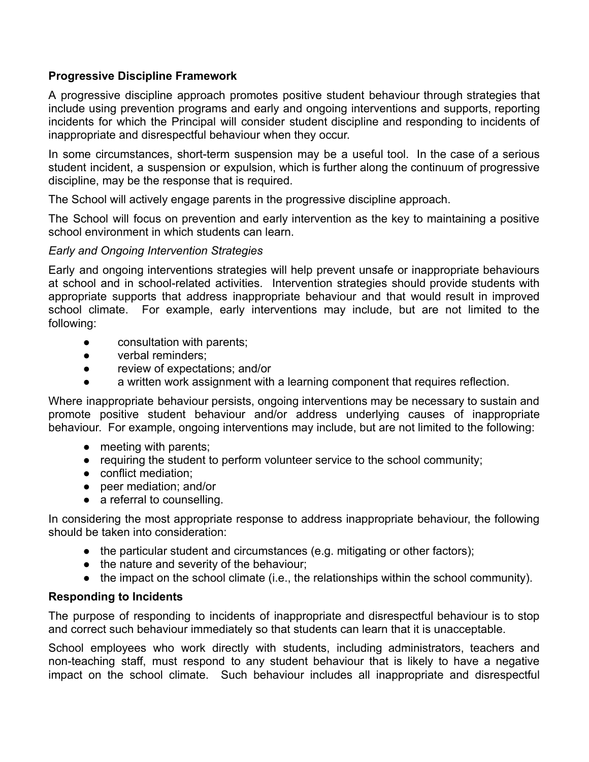**Progressive Discipline Framework**

A progressive discipline approach promotes positive student behaviour through strategies that include using prevention programs and early and ongoing interventions and supports, reporting incidents for which the Principal will consider student discipline and responding to incidents of inappropriate and disrespectful behaviour when they occur.

In some circumstances, short-term suspension may be a useful tool. In the case of a serious student incident, a suspension or expulsion, which is further along the continuum of progressive discipline, may be the response that is required.

The School will actively engage parents in the progressive discipline approach.

The School will focus on prevention and early intervention as the key to maintaining a positive school environment in which students can learn.

*Early and Ongoing Intervention Strategies*

Early and ongoing interventions strategies will help prevent unsafe or inappropriate behaviours at school and in school-related activities. Intervention strategies should provide students with appropriate supports that address inappropriate behaviour and that would result in improved school climate. For example, early interventions may include, but are not limited to the following:

- consultation with parents;
- verbal reminders;
- review of expectations; and/or
- a written work assignment with a learning component that requires reflection.

Where inappropriate behaviour persists, ongoing interventions may be necessary to sustain and promote positive student behaviour and/or address underlying causes of inappropriate behaviour. For example, ongoing interventions may include, but are not limited to the following:

- meeting with parents;
- requiring the student to perform volunteer service to the school community;
- conflict mediation;
- peer mediation; and/or
- a referral to counselling.

In considering the most appropriate response to address inappropriate behaviour, the following should be taken into consideration:

- the particular student and circumstances (e.g. mitigating or other factors);
- the nature and severity of the behaviour;
- the impact on the school climate (i.e., the relationships within the school community).

**Responding to Incidents**

The purpose of responding to incidents of inappropriate and disrespectful behaviour is to stop and correct such behaviour immediately so that students can learn that it is unacceptable.

School employees who work directly with students, including administrators, teachers and non-teaching staff, must respond to any student behaviour that is likely to have a negative impact on the school climate. Such behaviour includes all inappropriate and disrespectful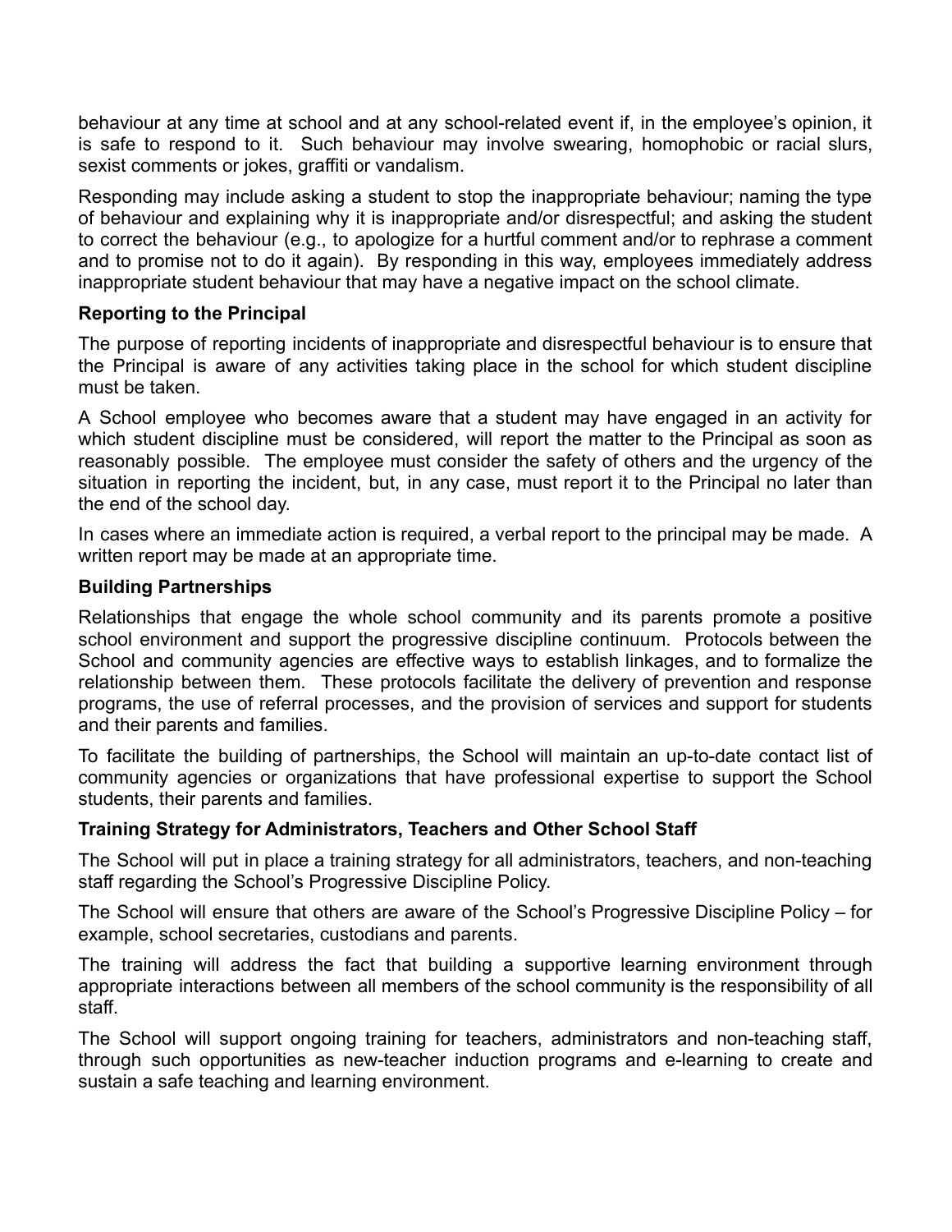behaviour at any time at school and at any school-related event if, in the employee's opinion, it is safe to respond to it. Such behaviour may involve swearing, homophobic or racial slurs, sexist comments or jokes, graffiti or vandalism.

Responding may include asking a student to stop the inappropriate behaviour; naming the type of behaviour and explaining why it is inappropriate and/or disrespectful; and asking the student to correct the behaviour (e.g., to apologize for a hurtful comment and/or to rephrase a comment and to promise not to do it again). By responding in this way, employees immediately address inappropriate student behaviour that may have a negative impact on the school climate.

**Reporting to the Principal**

The purpose of reporting incidents of inappropriate and disrespectful behaviour is to ensure that the Principal is aware of any activities taking place in the school for which student discipline must be taken.

A School employee who becomes aware that a student may have engaged in an activity for which student discipline must be considered, will report the matter to the Principal as soon as reasonably possible. The employee must consider the safety of others and the urgency of the situation in reporting the incident, but, in any case, must report it to the Principal no later than the end of the school day.

In cases where an immediate action is required, a verbal report to the principal may be made. A written report may be made at an appropriate time.

**Building Partnerships**

Relationships that engage the whole school community and its parents promote a positive school environment and support the progressive discipline continuum. Protocols between the School and community agencies are effective ways to establish linkages, and to formalize the relationship between them. These protocols facilitate the delivery of prevention and response programs, the use of referral processes, and the provision of services and support for students and their parents and families.

To facilitate the building of partnerships, the School will maintain an up-to-date contact list of community agencies or organizations that have professional expertise to support the School students, their parents and families.

**Training Strategy for Administrators, Teachers and Other School Staff**

The School will put in place a training strategy for all administrators, teachers, and non-teaching staff regarding the School's Progressive Discipline Policy.

The School will ensure that others are aware of the School's Progressive Discipline Policy – for example, school secretaries, custodians and parents.

The training will address the fact that building a supportive learning environment through appropriate interactions between all members of the school community is the responsibility of all staff.

The School will support ongoing training for teachers, administrators and non-teaching staff, through such opportunities as new-teacher induction programs and e-learning to create and sustain a safe teaching and learning environment.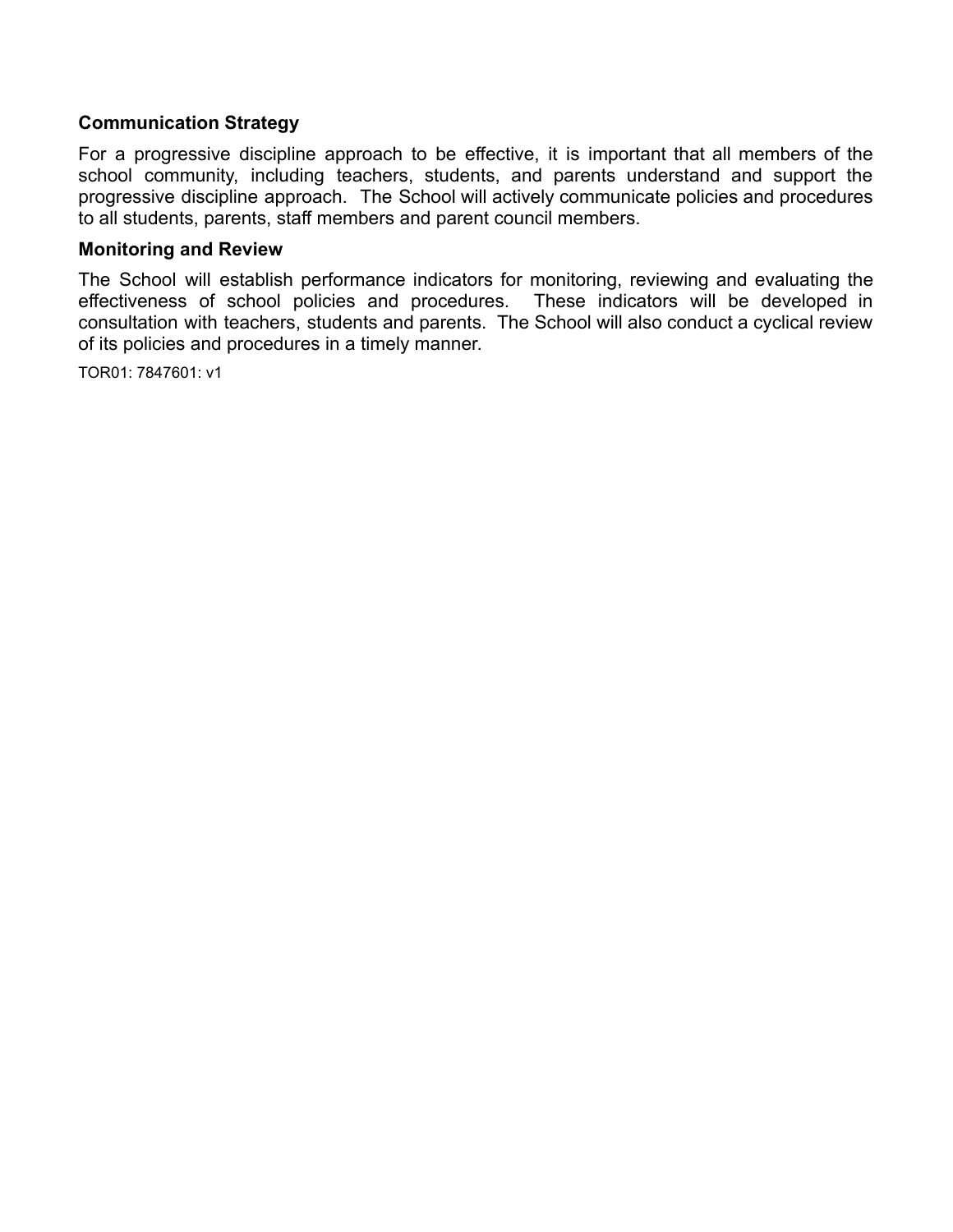**Communication Strategy**

For a progressive discipline approach to be effective, it is important that all members of the school community, including teachers, students, and parents understand and support the progressive discipline approach. The School will actively communicate policies and procedures to all students, parents, staff members and parent council members.

**Monitoring and Review**

The School will establish performance indicators for monitoring, reviewing and evaluating the effectiveness of school policies and procedures. These indicators will be developed in consultation with teachers, students and parents. The School will also conduct a cyclical review of its policies and procedures in a timely manner.

TOR01: 7847601: v1